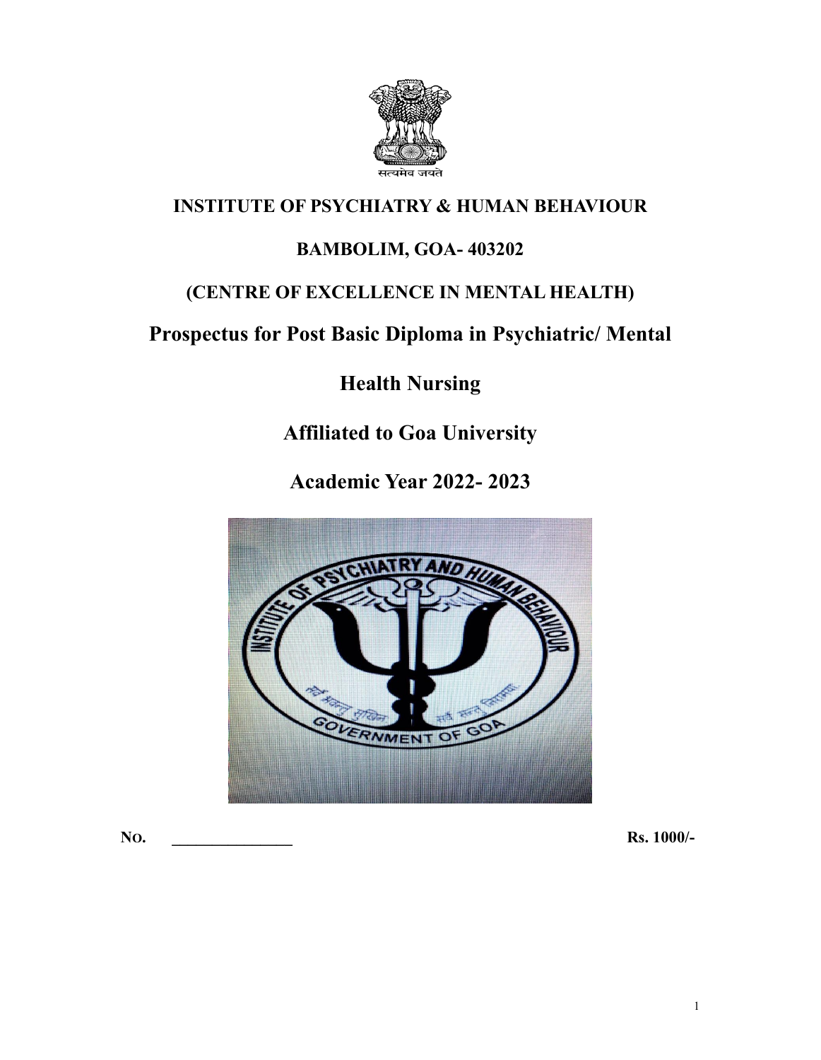सत्यमेव जयते

**INSTITUTE OF PSYCHIATRY & HUMAN BEHAVIOUR**

**BAMBOLIM, GOA- 403202**

**(CENTRE OF EXCELLENCE IN MENTAL HEALTH)**

# Prospectus for Post Basic Diploma in Psychiatric/ Mental Health Nursing

## Affiliated to Goa University

## Academic Year 2022- 2023

**NO.** _______________ **Rs. 1000/-**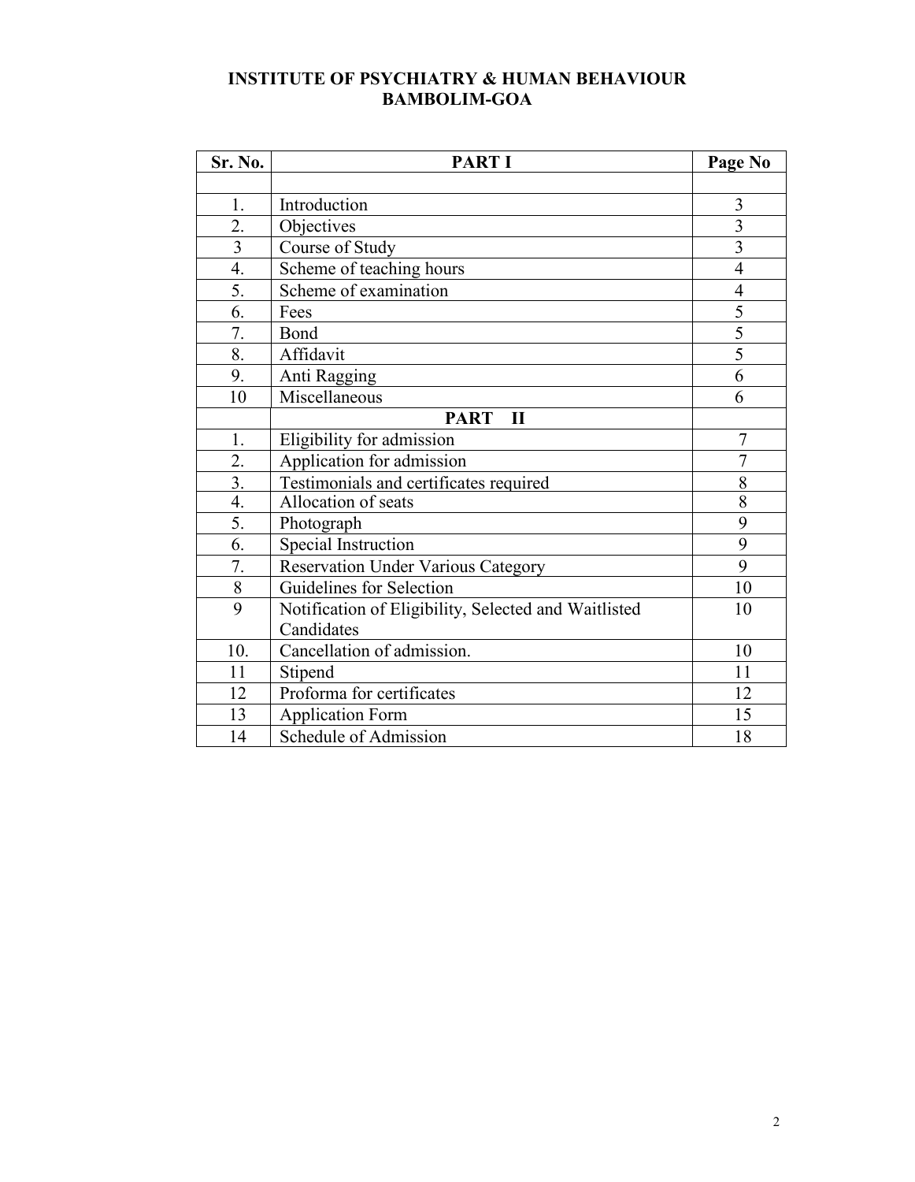**INSTITUTE OF PSYCHIATRY & HUMAN BEHAVIOUR**
**BAMBOLIM-GOA**

| Sr. No. | PART I | Page No |
|---|---|---|
| | | |
| 1. | Introduction | 3 |
| 2. | Objectives | 3 |
| 3 | Course of Study | 3 |
| 4. | Scheme of teaching hours | 4 |
| 5. | Scheme of examination | 4 |
| 6. | Fees | 5 |
| 7. | Bond | 5 |
| 8. | Affidavit | 5 |
| 9. | Anti Ragging | 6 |
| 10 | Miscellaneous | 6 |
| | **PART II** | |
| 1. | Eligibility for admission | 7 |
| 2. | Application for admission | 7 |
| 3. | Testimonials and certificates required | 8 |
| 4. | Allocation of seats | 8 |
| 5. | Photograph | 9 |
| 6. | Special Instruction | 9 |
| 7. | Reservation Under Various Category | 9 |
| 8 | Guidelines for Selection | 10 |
| 9 | Notification of Eligibility, Selected and Waitlisted Candidates | 10 |
| 10. | Cancellation of admission. | 10 |
| 11 | Stipend | 11 |
| 12 | Proforma for certificates | 12 |
| 13 | Application Form | 15 |
| 14 | Schedule of Admission | 18 |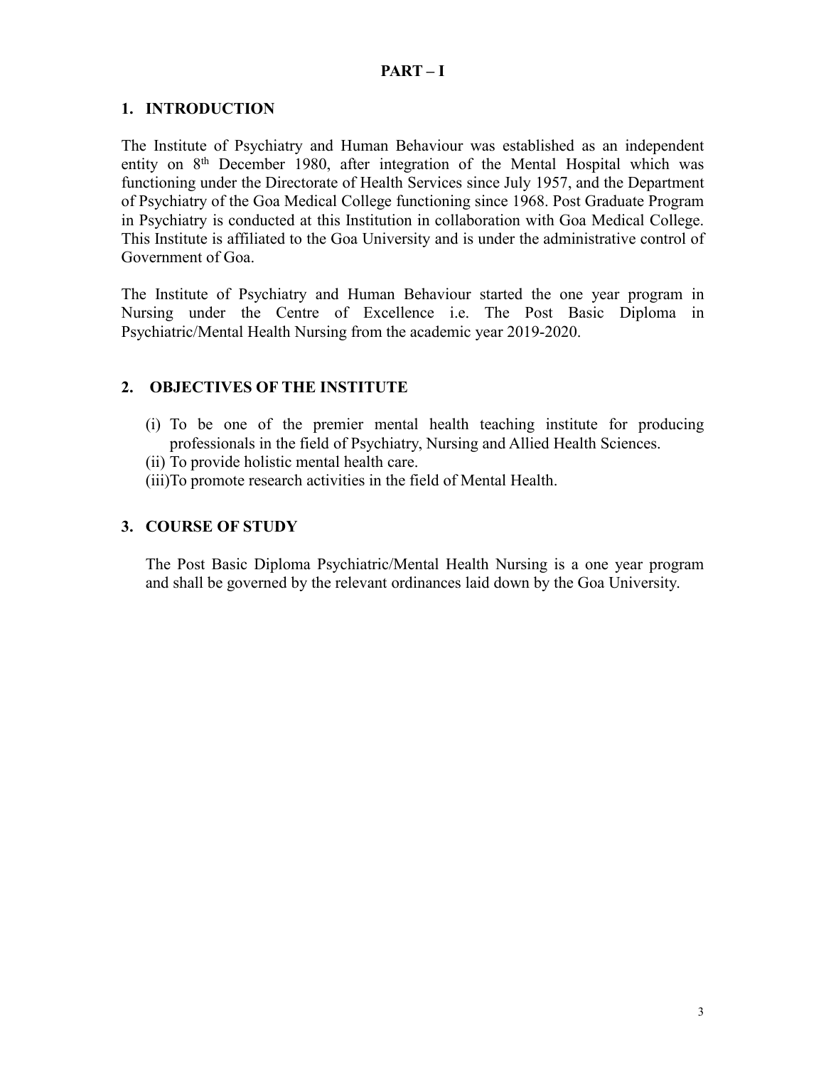# PART – I

## 1. INTRODUCTION

The Institute of Psychiatry and Human Behaviour was established as an independent entity on 8th December 1980, after integration of the Mental Hospital which was functioning under the Directorate of Health Services since July 1957, and the Department of Psychiatry of the Goa Medical College functioning since 1968. Post Graduate Program in Psychiatry is conducted at this Institution in collaboration with Goa Medical College. This Institute is affiliated to the Goa University and is under the administrative control of Government of Goa.

The Institute of Psychiatry and Human Behaviour started the one year program in Nursing under the Centre of Excellence i.e. The Post Basic Diploma in Psychiatric/Mental Health Nursing from the academic year 2019-2020.

## 2. OBJECTIVES OF THE INSTITUTE

(i) To be one of the premier mental health teaching institute for producing professionals in the field of Psychiatry, Nursing and Allied Health Sciences.
(ii) To provide holistic mental health care.
(iii) To promote research activities in the field of Mental Health.

## 3. COURSE OF STUDY

The Post Basic Diploma Psychiatric/Mental Health Nursing is a one year program and shall be governed by the relevant ordinances laid down by the Goa University.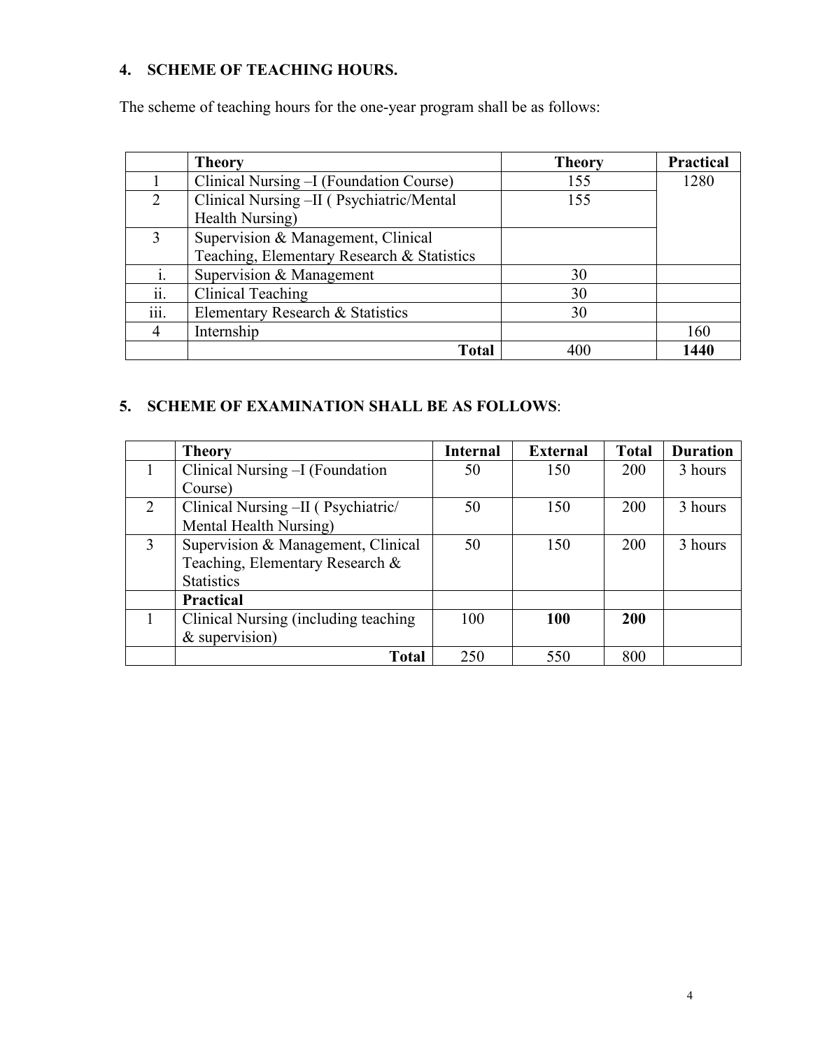## 4. SCHEME OF TEACHING HOURS.

The scheme of teaching hours for the one-year program shall be as follows:

| | Theory | Theory | Practical |
|---|---|---|---|
| 1 | Clinical Nursing –I (Foundation Course) | 155 | 1280 |
| 2 | Clinical Nursing –II ( Psychiatric/Mental Health Nursing) | 155 | |
| 3 | Supervision & Management, Clinical Teaching, Elementary Research & Statistics | | |
| i. | Supervision & Management | 30 | |
| ii. | Clinical Teaching | 30 | |
| iii. | Elementary Research & Statistics | 30 | |
| 4 | Internship | | 160 |
| | **Total** | 400 | **1440** |

## 5. SCHEME OF EXAMINATION SHALL BE AS FOLLOWS:

| | Theory | Internal | External | Total | Duration |
|---|---|---|---|---|---|
| 1 | Clinical Nursing –I (Foundation Course) | 50 | 150 | 200 | 3 hours |
| 2 | Clinical Nursing –II ( Psychiatric/ Mental Health Nursing) | 50 | 150 | 200 | 3 hours |
| 3 | Supervision & Management, Clinical Teaching, Elementary Research & Statistics | 50 | 150 | 200 | 3 hours |
| | **Practical** | | | | |
| 1 | Clinical Nursing (including teaching & supervision) | 100 | **100** | **200** | |
| | **Total** | 250 | 550 | 800 | |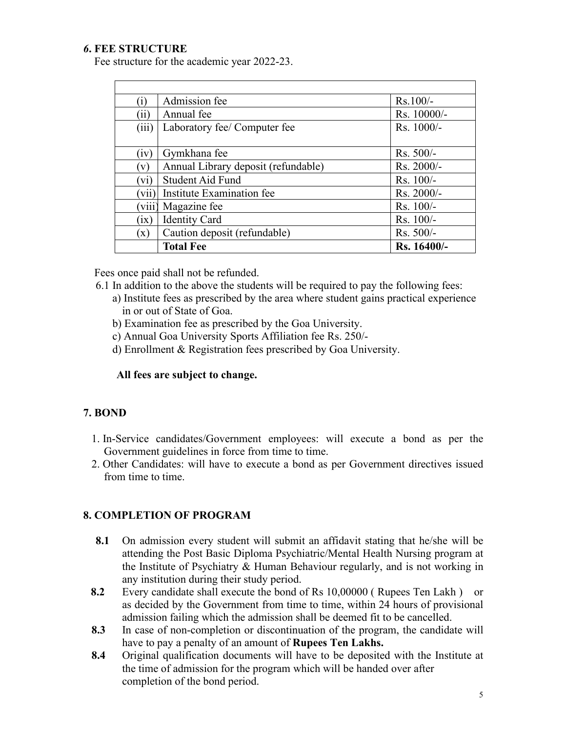## *6.* FEE STRUCTURE

Fee structure for the academic year 2022-23.

| | | |
|---|---|---|
| (i) | Admission fee | Rs.100/- |
| (ii) | Annual fee | Rs. 10000/- |
| (iii) | Laboratory fee/ Computer fee | Rs. 1000/- |
| (iv) | Gymkhana fee | Rs. 500/- |
| (v) | Annual Library deposit (refundable) | Rs. 2000/- |
| (vi) | Student Aid Fund | Rs. 100/- |
| (vii) | Institute Examination fee | Rs. 2000/- |
| (viii) | Magazine fee | Rs. 100/- |
| (ix) | Identity Card | Rs. 100/- |
| (x) | Caution deposit (refundable) | Rs. 500/- |
| | **Total Fee** | **Rs. 16400/-** |

Fees once paid shall not be refunded.

6.1 In addition to the above the students will be required to pay the following fees:

a) Institute fees as prescribed by the area where student gains practical experience in or out of State of Goa.

b) Examination fee as prescribed by the Goa University.

c) Annual Goa University Sports Affiliation fee Rs. 250/-

d) Enrollment & Registration fees prescribed by Goa University.

**All fees are subject to change.**

## 7. BOND

1. In-Service candidates/Government employees: will execute a bond as per the Government guidelines in force from time to time.
2. Other Candidates: will have to execute a bond as per Government directives issued from time to time.

## 8. COMPLETION OF PROGRAM

**8.1** On admission every student will submit an affidavit stating that he/she will be attending the Post Basic Diploma Psychiatric/Mental Health Nursing program at the Institute of Psychiatry & Human Behaviour regularly, and is not working in any institution during their study period.

**8.2** Every candidate shall execute the bond of Rs 10,00000 ( Rupees Ten Lakh ) or as decided by the Government from time to time, within 24 hours of provisional admission failing which the admission shall be deemed fit to be cancelled.

**8.3** In case of non-completion or discontinuation of the program, the candidate will have to pay a penalty of an amount of **Rupees Ten Lakhs.**

**8.4** Original qualification documents will have to be deposited with the Institute at the time of admission for the program which will be handed over after completion of the bond period.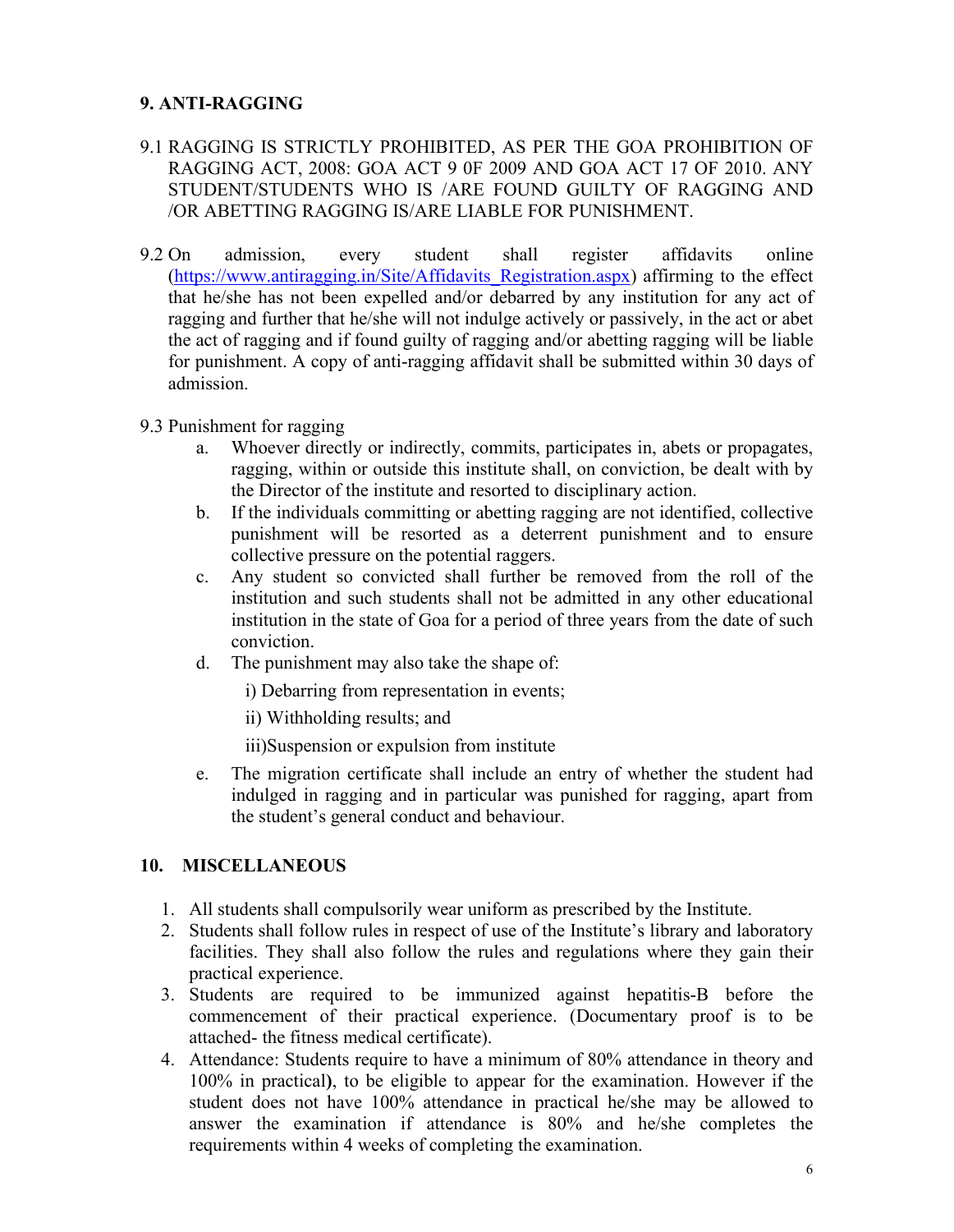## 9. ANTI-RAGGING

9.1 RAGGING IS STRICTLY PROHIBITED, AS PER THE GOA PROHIBITION OF RAGGING ACT, 2008: GOA ACT 9 0F 2009 AND GOA ACT 17 OF 2010. ANY STUDENT/STUDENTS WHO IS /ARE FOUND GUILTY OF RAGGING AND /OR ABETTING RAGGING IS/ARE LIABLE FOR PUNISHMENT.

9.2 On admission, every student shall register affidavits online ([https://www.antiragging.in/Site/Affidavits_Registration.aspx](https://www.antiragging.in/Site/Affidavits_Registration.aspx)) affirming to the effect that he/she has not been expelled and/or debarred by any institution for any act of ragging and further that he/she will not indulge actively or passively, in the act or abet the act of ragging and if found guilty of ragging and/or abetting ragging will be liable for punishment. A copy of anti-ragging affidavit shall be submitted within 30 days of admission.

9.3 Punishment for ragging

a. Whoever directly or indirectly, commits, participates in, abets or propagates, ragging, within or outside this institute shall, on conviction, be dealt with by the Director of the institute and resorted to disciplinary action.

b. If the individuals committing or abetting ragging are not identified, collective punishment will be resorted as a deterrent punishment and to ensure collective pressure on the potential raggers.

c. Any student so convicted shall further be removed from the roll of the institution and such students shall not be admitted in any other educational institution in the state of Goa for a period of three years from the date of such conviction.

d. The punishment may also take the shape of:

   i) Debarring from representation in events;

   ii) Withholding results; and

   iii)Suspension or expulsion from institute

e. The migration certificate shall include an entry of whether the student had indulged in ragging and in particular was punished for ragging, apart from the student's general conduct and behaviour.

## 10. MISCELLANEOUS

1. All students shall compulsorily wear uniform as prescribed by the Institute.
2. Students shall follow rules in respect of use of the Institute's library and laboratory facilities. They shall also follow the rules and regulations where they gain their practical experience.
3. Students are required to be immunized against hepatitis-B before the commencement of their practical experience. (Documentary proof is to be attached- the fitness medical certificate).
4. Attendance: Students require to have a minimum of 80% attendance in theory and 100% in practical**)**, to be eligible to appear for the examination. However if the student does not have 100% attendance in practical he/she may be allowed to answer the examination if attendance is 80% and he/she completes the requirements within 4 weeks of completing the examination.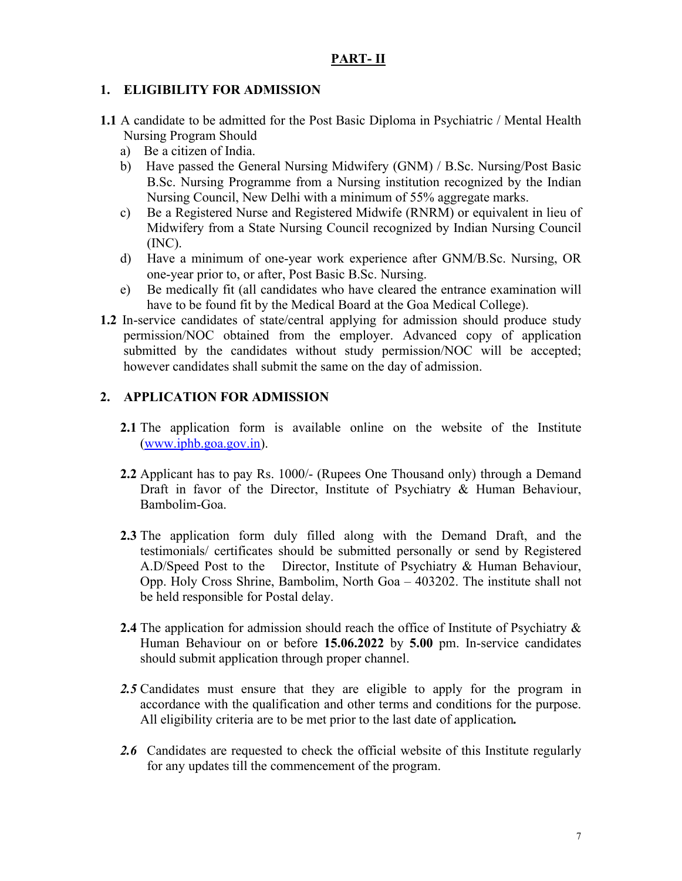## PART- II

### 1. ELIGIBILITY FOR ADMISSION

**1.1** A candidate to be admitted for the Post Basic Diploma in Psychiatric / Mental Health Nursing Program Should

a) Be a citizen of India.

b) Have passed the General Nursing Midwifery (GNM) / B.Sc. Nursing/Post Basic B.Sc. Nursing Programme from a Nursing institution recognized by the Indian Nursing Council, New Delhi with a minimum of 55% aggregate marks.

c) Be a Registered Nurse and Registered Midwife (RNRM) or equivalent in lieu of Midwifery from a State Nursing Council recognized by Indian Nursing Council (INC).

d) Have a minimum of one-year work experience after GNM/B.Sc. Nursing, OR one-year prior to, or after, Post Basic B.Sc. Nursing.

e) Be medically fit (all candidates who have cleared the entrance examination will have to be found fit by the Medical Board at the Goa Medical College).

**1.2** In-service candidates of state/central applying for admission should produce study permission/NOC obtained from the employer. Advanced copy of application submitted by the candidates without study permission/NOC will be accepted; however candidates shall submit the same on the day of admission.

### 2. APPLICATION FOR ADMISSION

**2.1** The application form is available online on the website of the Institute (www.iphb.goa.gov.in).

**2.2** Applicant has to pay Rs. 1000/- (Rupees One Thousand only) through a Demand Draft in favor of the Director, Institute of Psychiatry & Human Behaviour, Bambolim-Goa.

**2.3** The application form duly filled along with the Demand Draft, and the testimonials/ certificates should be submitted personally or send by Registered A.D/Speed Post to the Director, Institute of Psychiatry & Human Behaviour, Opp. Holy Cross Shrine, Bambolim, North Goa – 403202. The institute shall not be held responsible for Postal delay.

**2.4** The application for admission should reach the office of Institute of Psychiatry & Human Behaviour on or before **15.06.2022** by **5.00** pm. In-service candidates should submit application through proper channel.

***2.5*** Candidates must ensure that they are eligible to apply for the program in accordance with the qualification and other terms and conditions for the purpose. All eligibility criteria are to be met prior to the last date of application***.***

***2.6*** Candidates are requested to check the official website of this Institute regularly for any updates till the commencement of the program.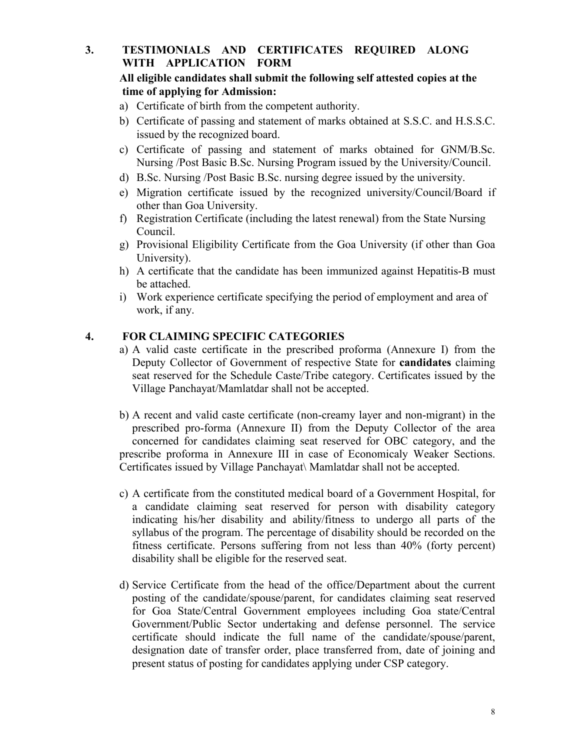## 3. TESTIMONIALS AND CERTIFICATES REQUIRED ALONG WITH APPLICATION FORM

**All eligible candidates shall submit the following self attested copies at the time of applying for Admission:**

a) Certificate of birth from the competent authority.
b) Certificate of passing and statement of marks obtained at S.S.C. and H.S.S.C. issued by the recognized board.
c) Certificate of passing and statement of marks obtained for GNM/B.Sc. Nursing /Post Basic B.Sc. Nursing Program issued by the University/Council.
d) B.Sc. Nursing /Post Basic B.Sc. nursing degree issued by the university.
e) Migration certificate issued by the recognized university/Council/Board if other than Goa University.
f) Registration Certificate (including the latest renewal) from the State Nursing Council.
g) Provisional Eligibility Certificate from the Goa University (if other than Goa University).
h) A certificate that the candidate has been immunized against Hepatitis-B must be attached.
i) Work experience certificate specifying the period of employment and area of work, if any.

## 4. FOR CLAIMING SPECIFIC CATEGORIES

a) A valid caste certificate in the prescribed proforma (Annexure I) from the Deputy Collector of Government of respective State for **candidates** claiming seat reserved for the Schedule Caste/Tribe category. Certificates issued by the Village Panchayat/Mamlatdar shall not be accepted.

b) A recent and valid caste certificate (non-creamy layer and non-migrant) in the prescribed pro-forma (Annexure II) from the Deputy Collector of the area concerned for candidates claiming seat reserved for OBC category, and the prescribe proforma in Annexure III in case of Economicaly Weaker Sections. Certificates issued by Village Panchayat\ Mamlatdar shall not be accepted.

c) A certificate from the constituted medical board of a Government Hospital, for a candidate claiming seat reserved for person with disability category indicating his/her disability and ability/fitness to undergo all parts of the syllabus of the program. The percentage of disability should be recorded on the fitness certificate. Persons suffering from not less than 40% (forty percent) disability shall be eligible for the reserved seat.

d) Service Certificate from the head of the office/Department about the current posting of the candidate/spouse/parent, for candidates claiming seat reserved for Goa State/Central Government employees including Goa state/Central Government/Public Sector undertaking and defense personnel. The service certificate should indicate the full name of the candidate/spouse/parent, designation date of transfer order, place transferred from, date of joining and present status of posting for candidates applying under CSP category.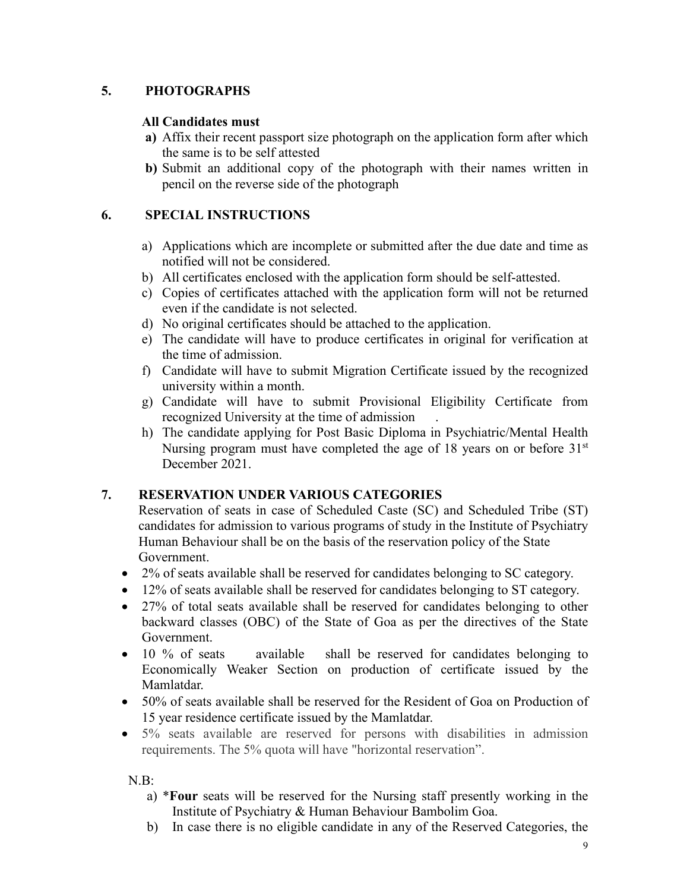## 5. PHOTOGRAPHS

**All Candidates must**

**a)** Affix their recent passport size photograph on the application form after which the same is to be self attested

**b)** Submit an additional copy of the photograph with their names written in pencil on the reverse side of the photograph

## 6. SPECIAL INSTRUCTIONS

a) Applications which are incomplete or submitted after the due date and time as notified will not be considered.
b) All certificates enclosed with the application form should be self-attested.
c) Copies of certificates attached with the application form will not be returned even if the candidate is not selected.
d) No original certificates should be attached to the application.
e) The candidate will have to produce certificates in original for verification at the time of admission.
f) Candidate will have to submit Migration Certificate issued by the recognized university within a month.
g) Candidate will have to submit Provisional Eligibility Certificate from recognized University at the time of admission .
h) The candidate applying for Post Basic Diploma in Psychiatric/Mental Health Nursing program must have completed the age of 18 years on or before 31st December 2021.

## 7. RESERVATION UNDER VARIOUS CATEGORIES

Reservation of seats in case of Scheduled Caste (SC) and Scheduled Tribe (ST) candidates for admission to various programs of study in the Institute of Psychiatry Human Behaviour shall be on the basis of the reservation policy of the State Government.

- 2% of seats available shall be reserved for candidates belonging to SC category.
- 12% of seats available shall be reserved for candidates belonging to ST category.
- 27% of total seats available shall be reserved for candidates belonging to other backward classes (OBC) of the State of Goa as per the directives of the State Government.
- 10 % of seats available shall be reserved for candidates belonging to Economically Weaker Section on production of certificate issued by the Mamlatdar.
- 50% of seats available shall be reserved for the Resident of Goa on Production of 15 year residence certificate issued by the Mamlatdar.
- 5% seats available are reserved for persons with disabilities in admission requirements. The 5% quota will have "horizontal reservation".

N.B:

a) *​**Four** seats will be reserved for the Nursing staff presently working in the Institute of Psychiatry & Human Behaviour Bambolim Goa.
b) In case there is no eligible candidate in any of the Reserved Categories, the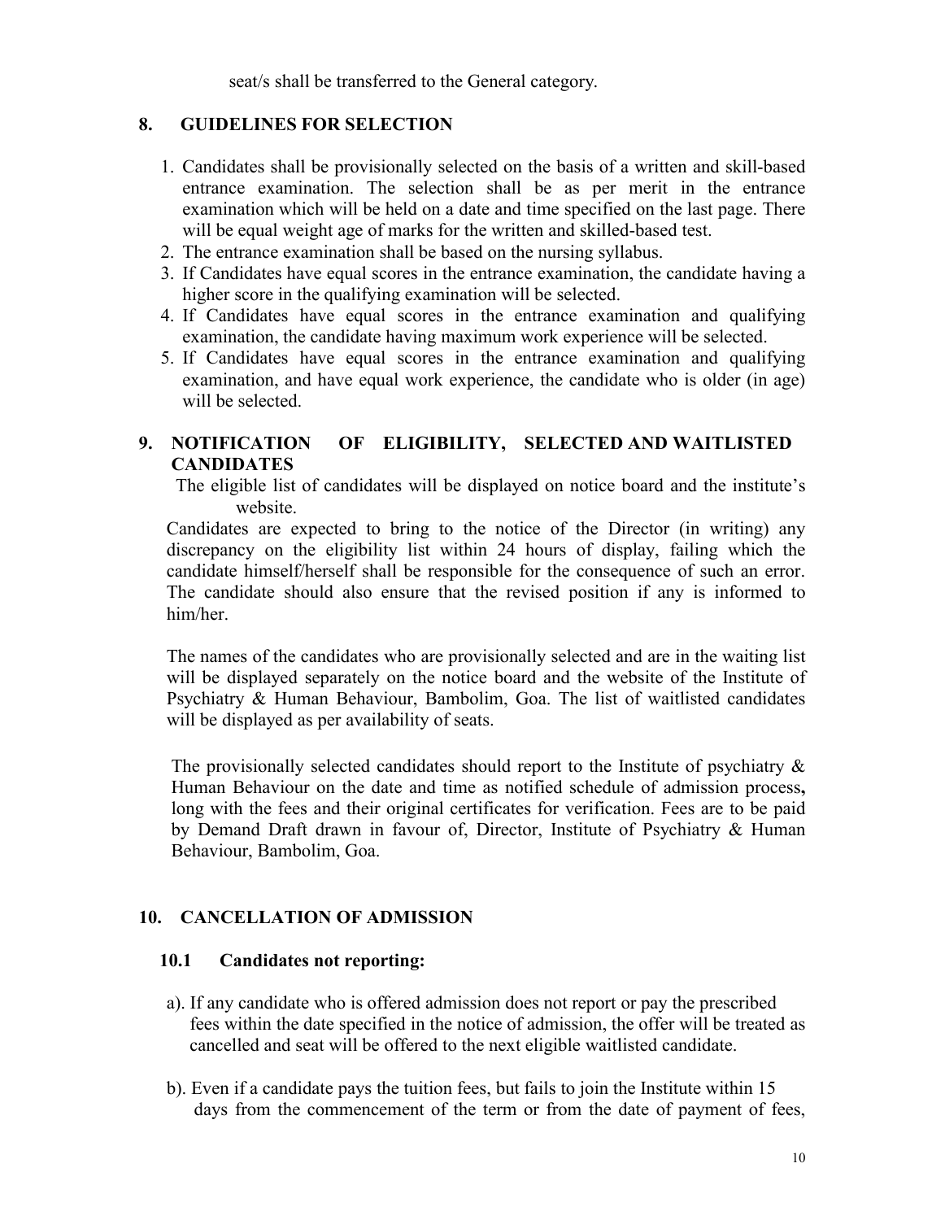seat/s shall be transferred to the General category.

## 8. GUIDELINES FOR SELECTION

1. Candidates shall be provisionally selected on the basis of a written and skill-based entrance examination. The selection shall be as per merit in the entrance examination which will be held on a date and time specified on the last page. There will be equal weight age of marks for the written and skilled-based test.
2. The entrance examination shall be based on the nursing syllabus.
3. If Candidates have equal scores in the entrance examination, the candidate having a higher score in the qualifying examination will be selected.
4. If Candidates have equal scores in the entrance examination and qualifying examination, the candidate having maximum work experience will be selected.
5. If Candidates have equal scores in the entrance examination and qualifying examination, and have equal work experience, the candidate who is older (in age) will be selected.

## 9. NOTIFICATION OF ELIGIBILITY, SELECTED AND WAITLISTED CANDIDATES

The eligible list of candidates will be displayed on notice board and the institute's website.

Candidates are expected to bring to the notice of the Director (in writing) any discrepancy on the eligibility list within 24 hours of display, failing which the candidate himself/herself shall be responsible for the consequence of such an error. The candidate should also ensure that the revised position if any is informed to him/her.

The names of the candidates who are provisionally selected and are in the waiting list will be displayed separately on the notice board and the website of the Institute of Psychiatry & Human Behaviour, Bambolim, Goa. The list of waitlisted candidates will be displayed as per availability of seats.

The provisionally selected candidates should report to the Institute of psychiatry & Human Behaviour on the date and time as notified schedule of admission process**,** long with the fees and their original certificates for verification. Fees are to be paid by Demand Draft drawn in favour of, Director, Institute of Psychiatry & Human Behaviour, Bambolim, Goa.

## 10. CANCELLATION OF ADMISSION

### 10.1 Candidates not reporting:

a). If any candidate who is offered admission does not report or pay the prescribed fees within the date specified in the notice of admission, the offer will be treated as cancelled and seat will be offered to the next eligible waitlisted candidate.

b). Even if a candidate pays the tuition fees, but fails to join the Institute within 15 days from the commencement of the term or from the date of payment of fees,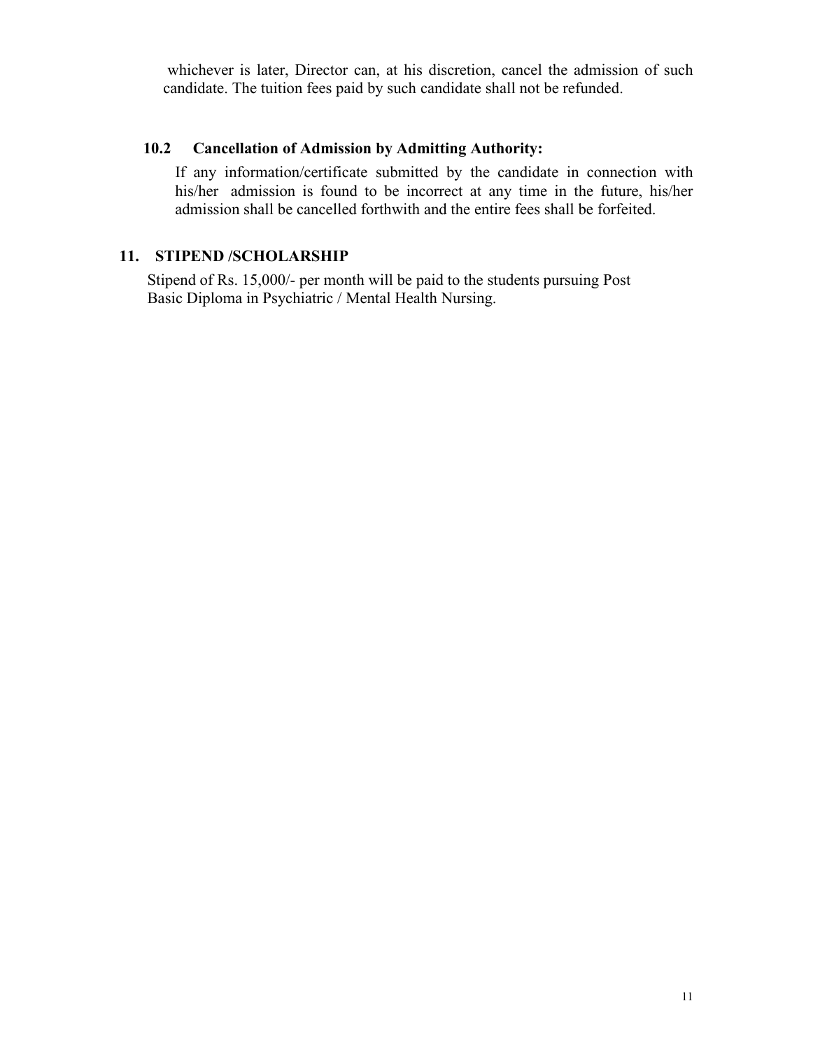whichever is later, Director can, at his discretion, cancel the admission of such candidate. The tuition fees paid by such candidate shall not be refunded.

### 10.2 Cancellation of Admission by Admitting Authority:

If any information/certificate submitted by the candidate in connection with his/her admission is found to be incorrect at any time in the future, his/her admission shall be cancelled forthwith and the entire fees shall be forfeited.

## 11. STIPEND /SCHOLARSHIP

Stipend of Rs. 15,000/- per month will be paid to the students pursuing Post Basic Diploma in Psychiatric / Mental Health Nursing.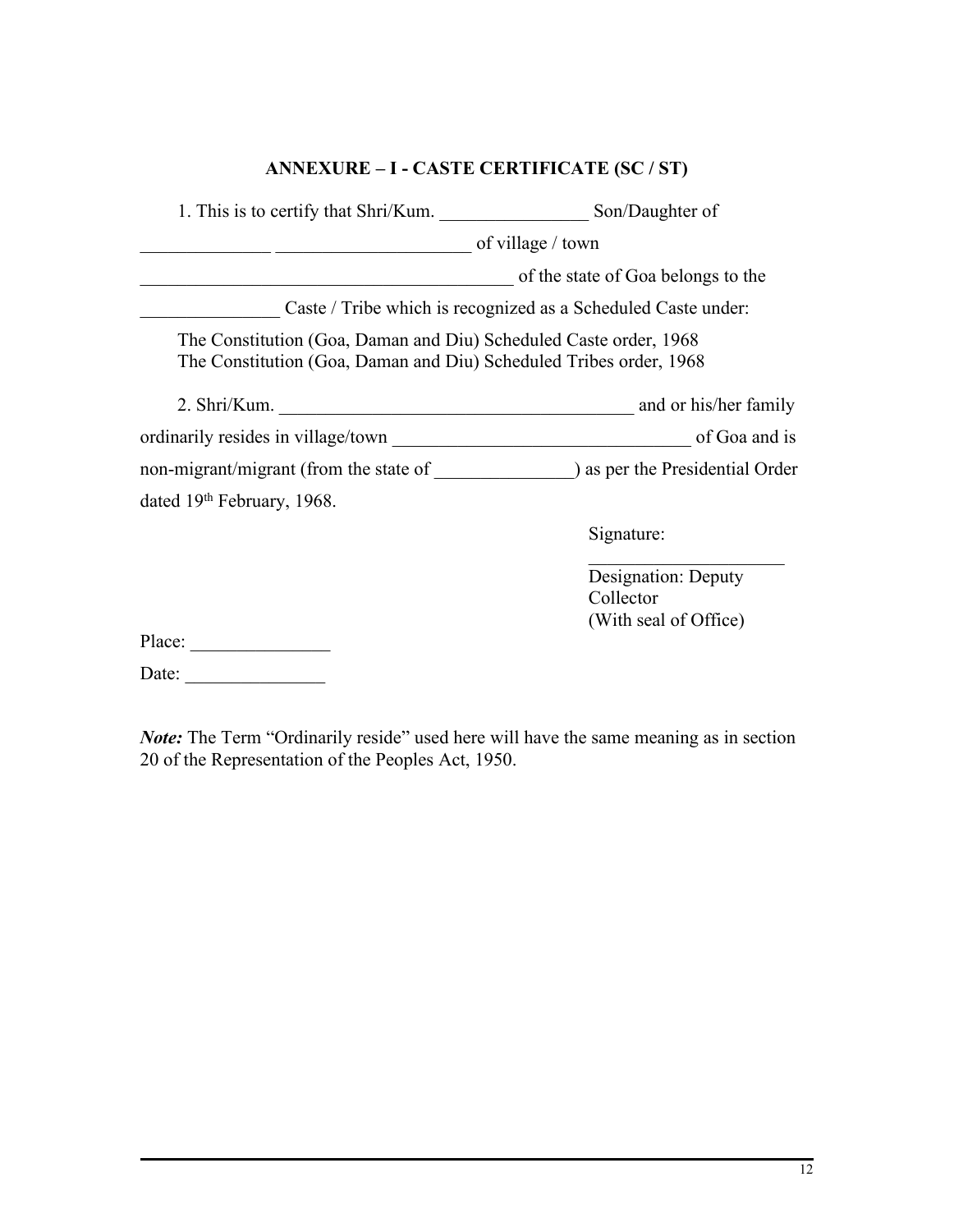## ANNEXURE – I - CASTE CERTIFICATE (SC / ST)

1. This is to certify that Shri/Kum. ________________ Son/Daughter of ______________ ____________________ of village / town _______________________________________ of the state of Goa belongs to the _______________ Caste / Tribe which is recognized as a Scheduled Caste under:

The Constitution (Goa, Daman and Diu) Scheduled Caste order, 1968
The Constitution (Goa, Daman and Diu) Scheduled Tribes order, 1968

2. Shri/Kum. ______________________________________ and or his/her family ordinarily resides in village/town ________________________________ of Goa and is non-migrant/migrant (from the state of _______________) as per the Presidential Order dated 19th February, 1968.

Signature:
____________________
Designation: Deputy Collector
(With seal of Office)

Place: _______________

Date: _______________

***Note:*** The Term "Ordinarily reside" used here will have the same meaning as in section 20 of the Representation of the Peoples Act, 1950.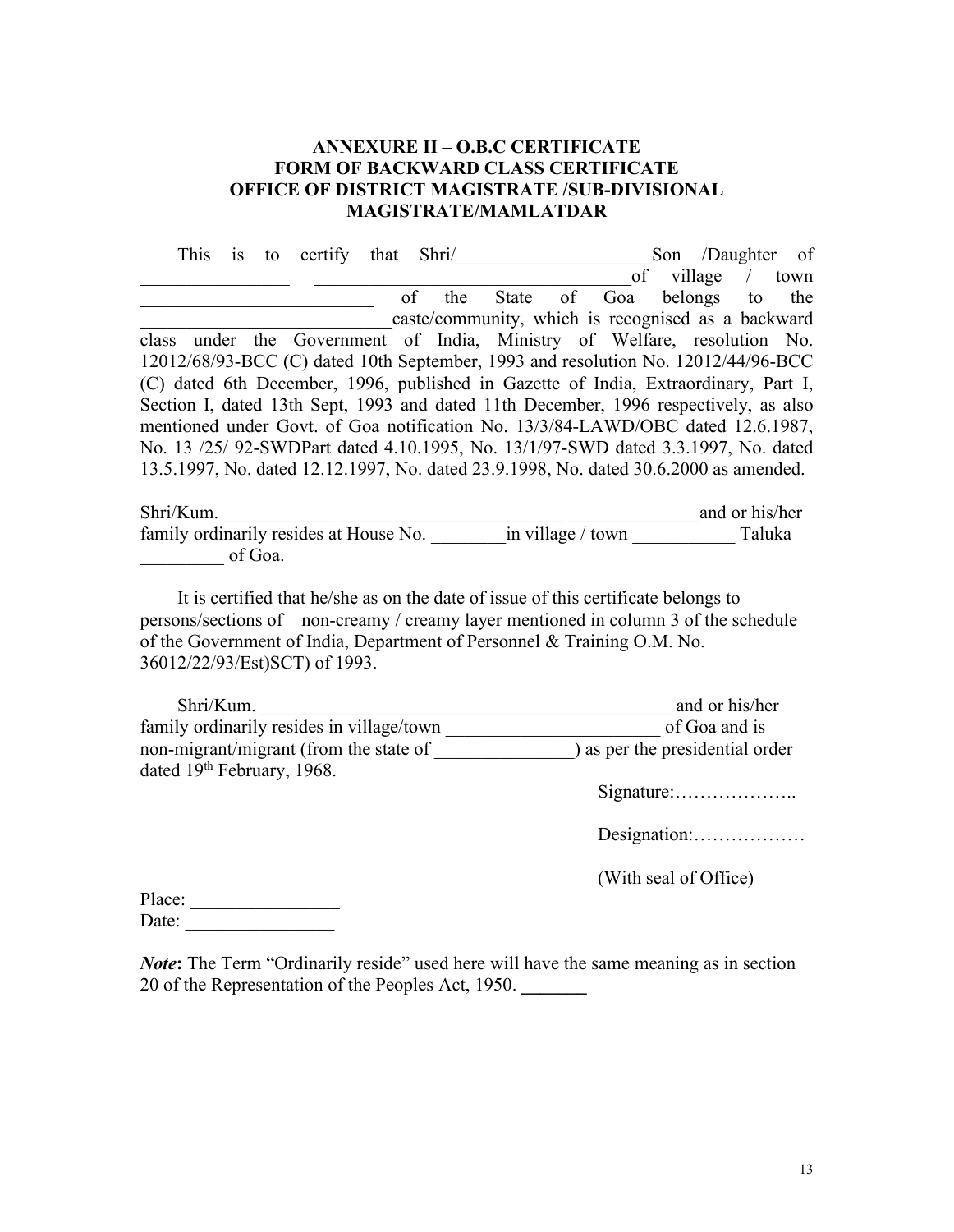### ANNEXURE II – O.B.C CERTIFICATE
### FORM OF BACKWARD CLASS CERTIFICATE
### OFFICE OF DISTRICT MAGISTRATE /SUB-DIVISIONAL MAGISTRATE/MAMLATDAR

This is to certify that Shri/____________________Son /Daughter of ________________ __________________________________of village / town _________________________ of the State of Goa belongs to the __________________________caste/community, which is recognised as a backward class under the Government of India, Ministry of Welfare, resolution No. 12012/68/93-BCC (C) dated 10th September, 1993 and resolution No. 12012/44/96-BCC (C) dated 6th December, 1996, published in Gazette of India, Extraordinary, Part I, Section I, dated 13th Sept, 1993 and dated 11th December, 1996 respectively, as also mentioned under Govt. of Goa notification No. 13/3/84-LAWD/OBC dated 12.6.1987, No. 13 /25/ 92-SWDPart dated 4.10.1995, No. 13/1/97-SWD dated 3.3.1997, No. dated 13.5.1997, No. dated 12.12.1997, No. dated 23.9.1998, No. dated 30.6.2000 as amended.

Shri/Kum. ____________ ________________________ ______________and or his/her family ordinarily resides at House No. ________in village / town ___________ Taluka _________ of Goa.

It is certified that he/she as on the date of issue of this certificate belongs to persons/sections of non-creamy / creamy layer mentioned in column 3 of the schedule of the Government of India, Department of Personnel & Training O.M. No. 36012/22/93/Est)SCT) of 1993.

Shri/Kum. ______________________________________________ and or his/her family ordinarily resides in village/town ______________________ of Goa and is non-migrant/migrant (from the state of _______________) as per the presidential order dated 19th February, 1968.

Signature:………………..

Designation:………………

(With seal of Office)

Place: ________________
Date: ________________

***Note*:** The Term "Ordinarily reside" used here will have the same meaning as in section 20 of the Representation of the Peoples Act, 1950.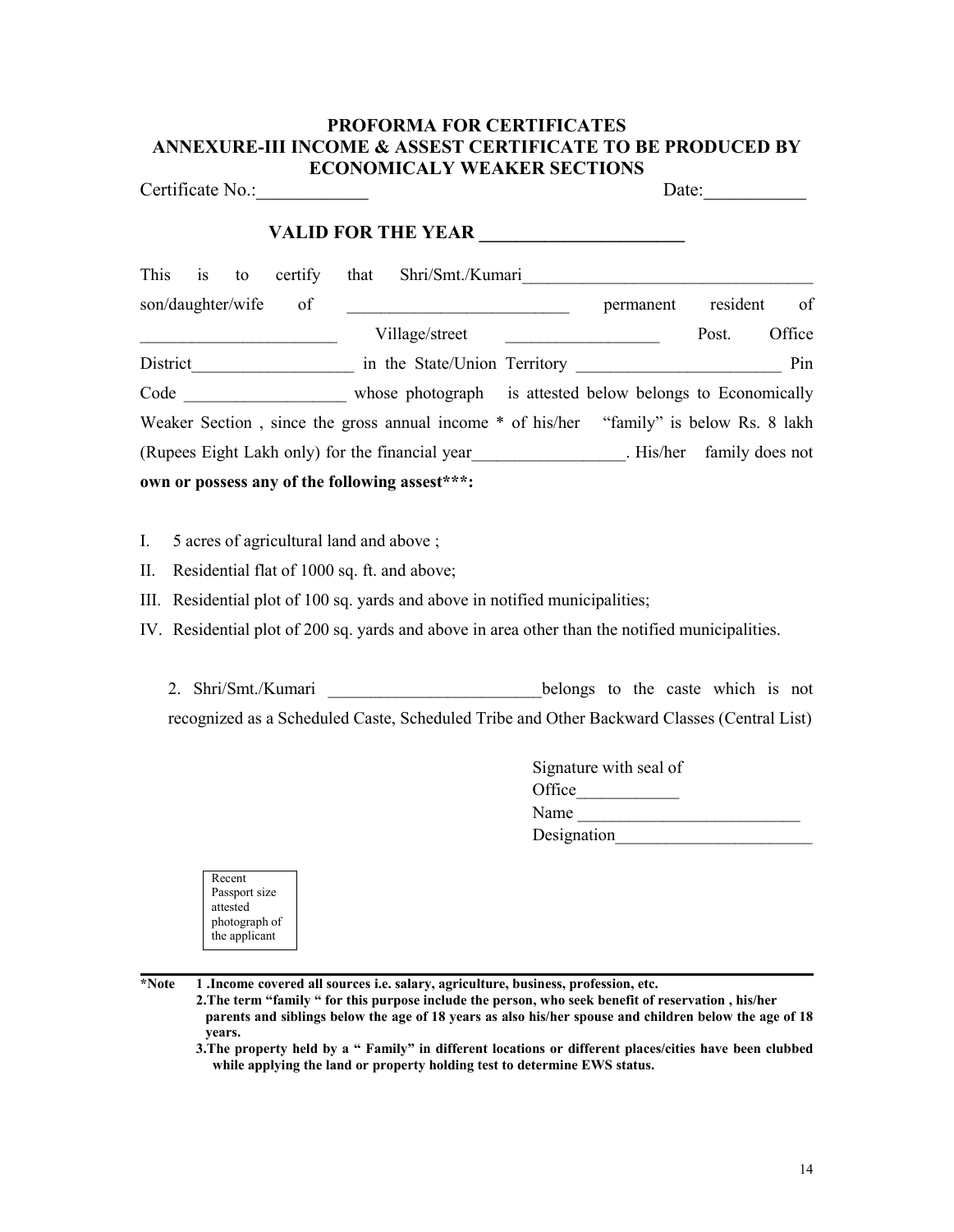## PROFORMA FOR CERTIFICATES
## ANNEXURE-III INCOME & ASSEST CERTIFICATE TO BE PRODUCED BY ECONOMICALY WEAKER SECTIONS

Certificate No.:____________ Date:___________

**VALID FOR THE YEAR ______________________**

This is to certify that Shri/Smt./Kumari_________________________________ son/daughter/wife of _________________________ permanent resident of _______________________ Village/street _________________ Post. Office District__________________ in the State/Union Territory _______________________ Pin Code __________________ whose photograph is attested below belongs to Economically Weaker Section , since the gross annual income * of his/her "family" is below Rs. 8 lakh (Rupees Eight Lakh only) for the financial year_________________. His/her family does not **own or possess any of the following assest***:**

I. 5 acres of agricultural land and above ;

II. Residential flat of 1000 sq. ft. and above;

III. Residential plot of 100 sq. yards and above in notified municipalities;

IV. Residential plot of 200 sq. yards and above in area other than the notified municipalities.

2. Shri/Smt./Kumari ________________________belongs to the caste which is not recognized as a Scheduled Caste, Scheduled Tribe and Other Backward Classes (Central List)

Signature with seal of
Office___________
Name _________________________
Designation_______________________

Recent Passport size attested photograph of the applicant

**\*Note 1 .Income covered all sources i.e. salary, agriculture, business, profession, etc.**

**2.The term "family " for this purpose include the person, who seek benefit of reservation , his/her parents and siblings below the age of 18 years as also his/her spouse and children below the age of 18 years.**

**3.The property held by a " Family" in different locations or different places/cities have been clubbed while applying the land or property holding test to determine EWS status.**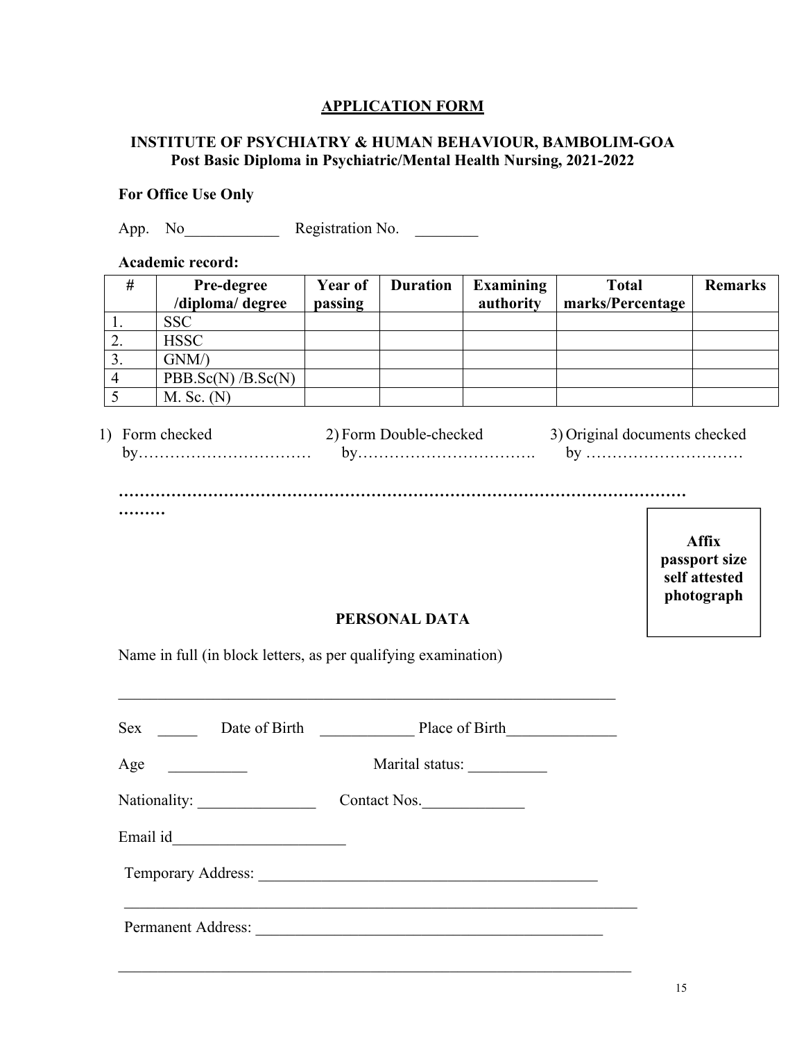## APPLICATION FORM

### INSTITUTE OF PSYCHIATRY & HUMAN BEHAVIOUR, BAMBOLIM-GOA
### Post Basic Diploma in Psychiatric/Mental Health Nursing, 2021-2022

**For Office Use Only**

App. No____________ Registration No. ________

**Academic record:**

| # | Pre-degree /diploma/ degree | Year of passing | Duration | Examining authority | Total marks/Percentage | Remarks |
|---|---|---|---|---|---|---|
| 1. | SSC | | | | | |
| 2. | HSSC | | | | | |
| 3. | GNM/) | | | | | |
| 4 | PBB.Sc(N) /B.Sc(N) | | | | | |
| 5 | M. Sc. (N) | | | | | |

1) Form checked by……………………………
2) Form Double-checked by…………………………….
3) Original documents checked by …………………………

……………………………………………………………………………………………………………

**Affix passport size self attested photograph**

### PERSONAL DATA

Name in full (in block letters, as per qualifying examination)

_________________________________________________________________

Sex _____ Date of Birth ____________ Place of Birth______________

Age __________ Marital status: __________

Nationality: _______________ Contact Nos._____________

Email id______________________

Temporary Address: ____________________________________________

___________________________________________________________________

Permanent Address: _____________________________________________

___________________________________________________________________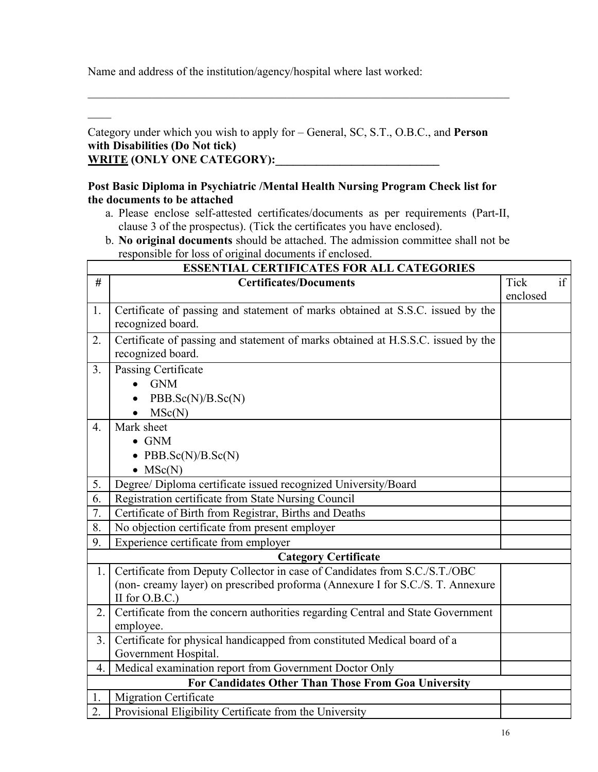Name and address of the institution/agency/hospital where last worked:

_____________________________________________________________________________

____

Category under which you wish to apply for – General, SC, S.T., O.B.C., and **Person with Disabilities (Do Not tick)**
**<u>WRITE</u> (ONLY ONE CATEGORY):_____________________________**

**Post Basic Diploma in Psychiatric /Mental Health Nursing Program Check list for the documents to be attached**

a. Please enclose self-attested certificates/documents as per requirements (Part-II, clause 3 of the prospectus). (Tick the certificates you have enclosed).
b. **No original documents** should be attached. The admission committee shall not be responsible for loss of original documents if enclosed.

| **ESSENTIAL CERTIFICATES FOR ALL CATEGORIES** | | |
|---|---|---|
| **#** | **Certificates/Documents** | Tick if enclosed |
| 1. | Certificate of passing and statement of marks obtained at S.S.C. issued by the recognized board. | |
| 2. | Certificate of passing and statement of marks obtained at H.S.S.C. issued by the recognized board. | |
| 3. | Passing Certificate<br>• GNM<br>• PBB.Sc(N)/B.Sc(N)<br>• MSc(N) | |
| 4. | Mark sheet<br>• GNM<br>• PBB.Sc(N)/B.Sc(N)<br>• MSc(N) | |
| 5. | Degree/ Diploma certificate issued recognized University/Board | |
| 6. | Registration certificate from State Nursing Council | |
| 7. | Certificate of Birth from Registrar, Births and Deaths | |
| 8. | No objection certificate from present employer | |
| 9. | Experience certificate from employer | |
| | **Category Certificate** | |
| 1. | Certificate from Deputy Collector in case of Candidates from S.C./S.T./OBC (non- creamy layer) on prescribed proforma (Annexure I for S.C./S. T. Annexure II for O.B.C.) | |
| 2. | Certificate from the concern authorities regarding Central and State Government employee. | |
| 3. | Certificate for physical handicapped from constituted Medical board of a Government Hospital. | |
| 4. | Medical examination report from Government Doctor Only | |
| | **For Candidates Other Than Those From Goa University** | |
| 1. | Migration Certificate | |
| 2. | Provisional Eligibility Certificate from the University | |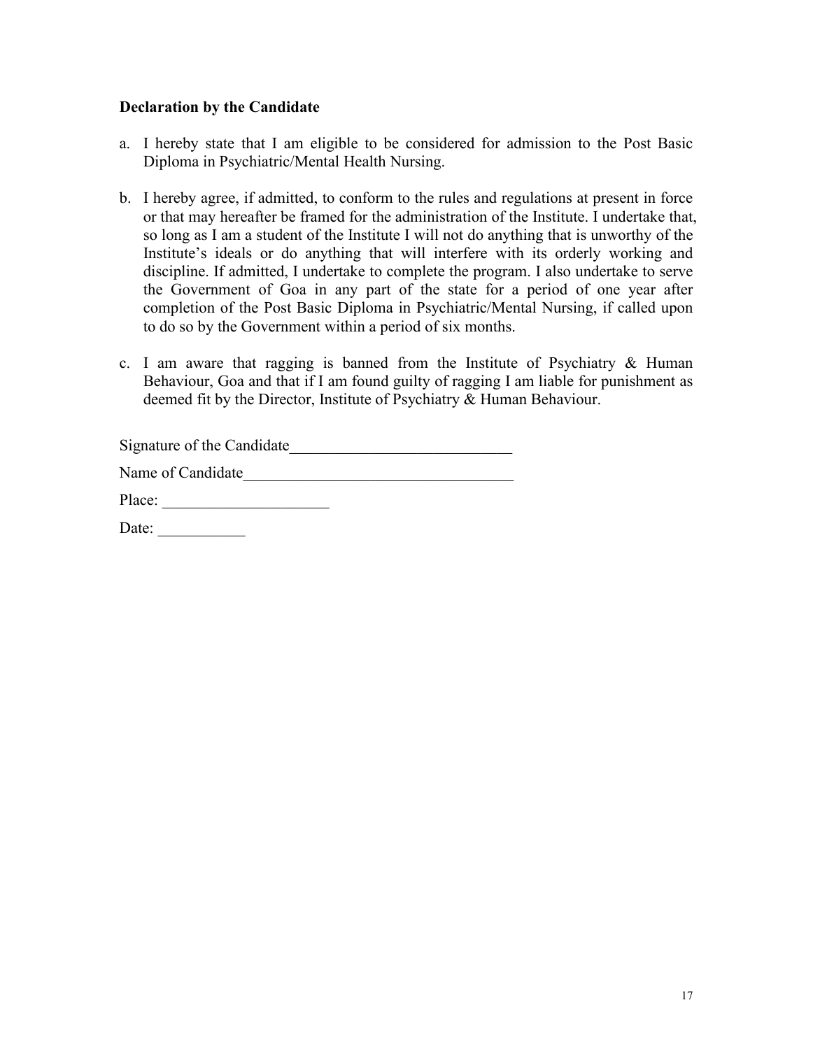**Declaration by the Candidate**

a. I hereby state that I am eligible to be considered for admission to the Post Basic Diploma in Psychiatric/Mental Health Nursing.

b. I hereby agree, if admitted, to conform to the rules and regulations at present in force or that may hereafter be framed for the administration of the Institute. I undertake that, so long as I am a student of the Institute I will not do anything that is unworthy of the Institute's ideals or do anything that will interfere with its orderly working and discipline. If admitted, I undertake to complete the program. I also undertake to serve the Government of Goa in any part of the state for a period of one year after completion of the Post Basic Diploma in Psychiatric/Mental Nursing, if called upon to do so by the Government within a period of six months.

c. I am aware that ragging is banned from the Institute of Psychiatry & Human Behaviour, Goa and that if I am found guilty of ragging I am liable for punishment as deemed fit by the Director, Institute of Psychiatry & Human Behaviour.

Signature of the Candidate____________________________

Name of Candidate__________________________________

Place: _____________________

Date: ___________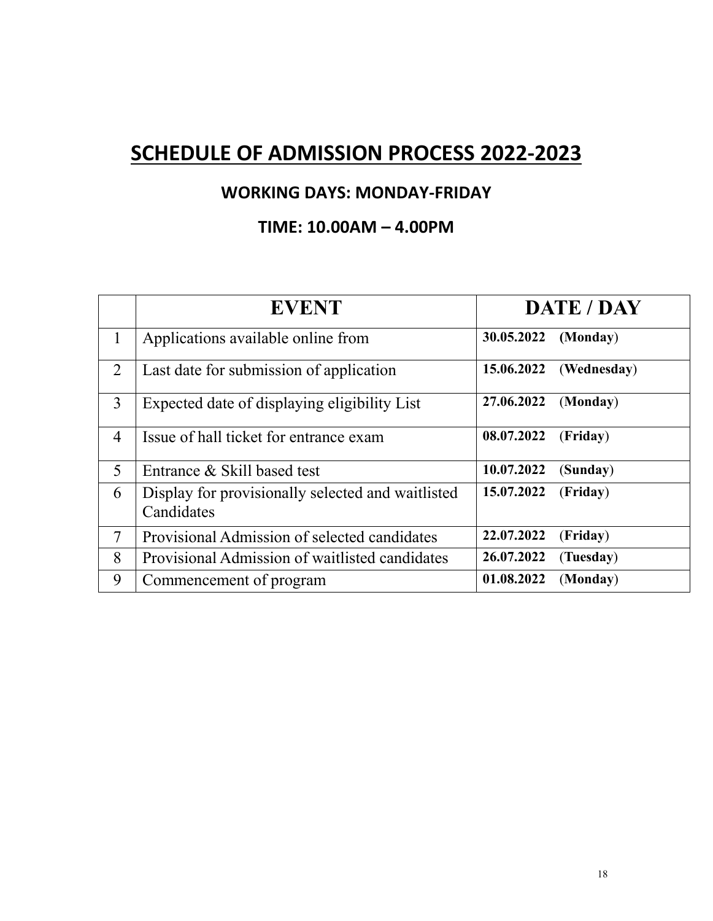# SCHEDULE OF ADMISSION PROCESS 2022-2023

### WORKING DAYS: MONDAY-FRIDAY

### TIME: 10.00AM – 4.00PM

| | EVENT | DATE / DAY |
|---|---|---|
| 1 | Applications available online from | **30.05.2022 (Monday)** |
| 2 | Last date for submission of application | **15.06.2022 (Wednesday)** |
| 3 | Expected date of displaying eligibility List | **27.06.2022 (Monday)** |
| 4 | Issue of hall ticket for entrance exam | **08.07.2022 (Friday)** |
| 5 | Entrance & Skill based test | **10.07.2022 (Sunday)** |
| 6 | Display for provisionally selected and waitlisted Candidates | **15.07.2022 (Friday)** |
| 7 | Provisional Admission of selected candidates | **22.07.2022 (Friday)** |
| 8 | Provisional Admission of waitlisted candidates | **26.07.2022 (Tuesday)** |
| 9 | Commencement of program | **01.08.2022 (Monday)** |